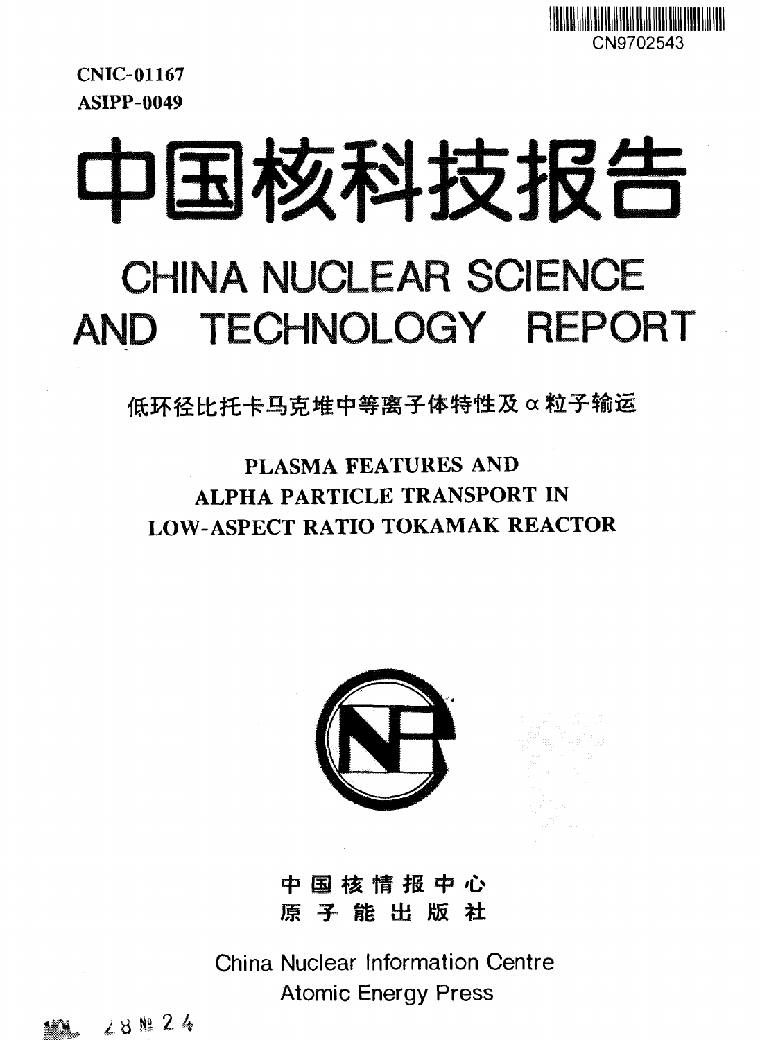CN9702543

**CNIC-01167**
**ASIPP-0049**

# 中国核科技报告

# CHINA NUCLEAR SCIENCE AND TECHNOLOGY REPORT

低环径比托卡马克堆中等离子体特性及 α 粒子输运

## PLASMA FEATURES AND ALPHA PARTICLE TRANSPORT IN LOW-ASPECT RATIO TOKAMAK REACTOR

中 国 核 情 报 中 心
原 子 能 出 版 社

China Nuclear Information Centre
Atomic Energy Press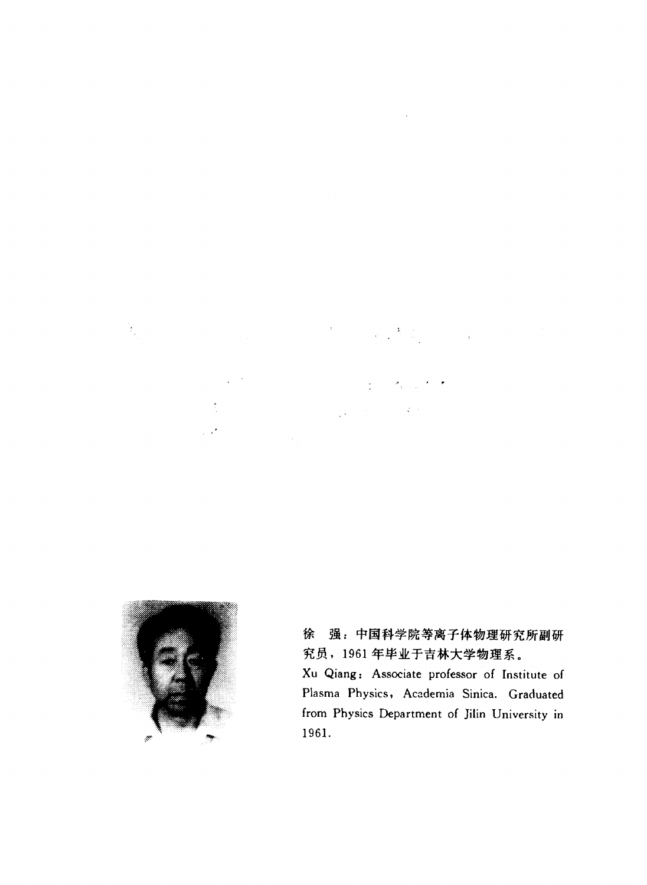**徐　强**：中国科学院等离子体物理研究所副研究员，1961 年毕业于吉林大学物理系。

**Xu Qiang**: Associate professor of Institute of Plasma Physics, Academia Sinica. Graduated from Physics Department of Jilin University in 1961.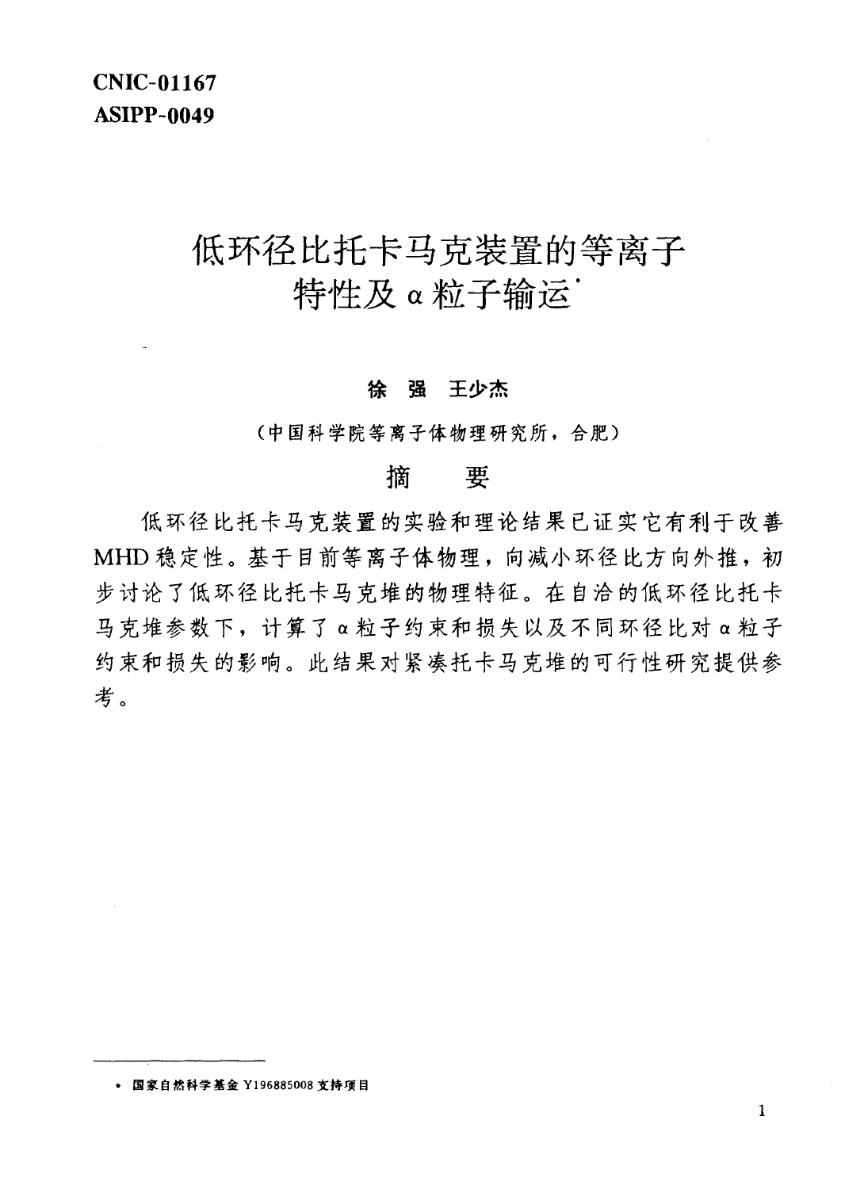**CNIC-01167**
**ASIPP-0049**

# 低环径比托卡马克装置的等离子特性及α粒子输运[*]

**徐 强 王少杰**

（中国科学院等离子体物理研究所，合肥）

## 摘 要

低环径比托卡马克装置的实验和理论结果已证实它有利于改善MHD稳定性。基于目前等离子体物理，向减小环径比方向外推，初步讨论了低环径比托卡马克堆的物理特征。在自洽的低环径比托卡马克堆参数下，计算了α粒子约束和损失以及不同环径比对α粒子约束和损失的影响。此结果对紧凑托卡马克堆的可行性研究提供参考。

---

[*] 国家自然科学基金 Y196885008 支持项目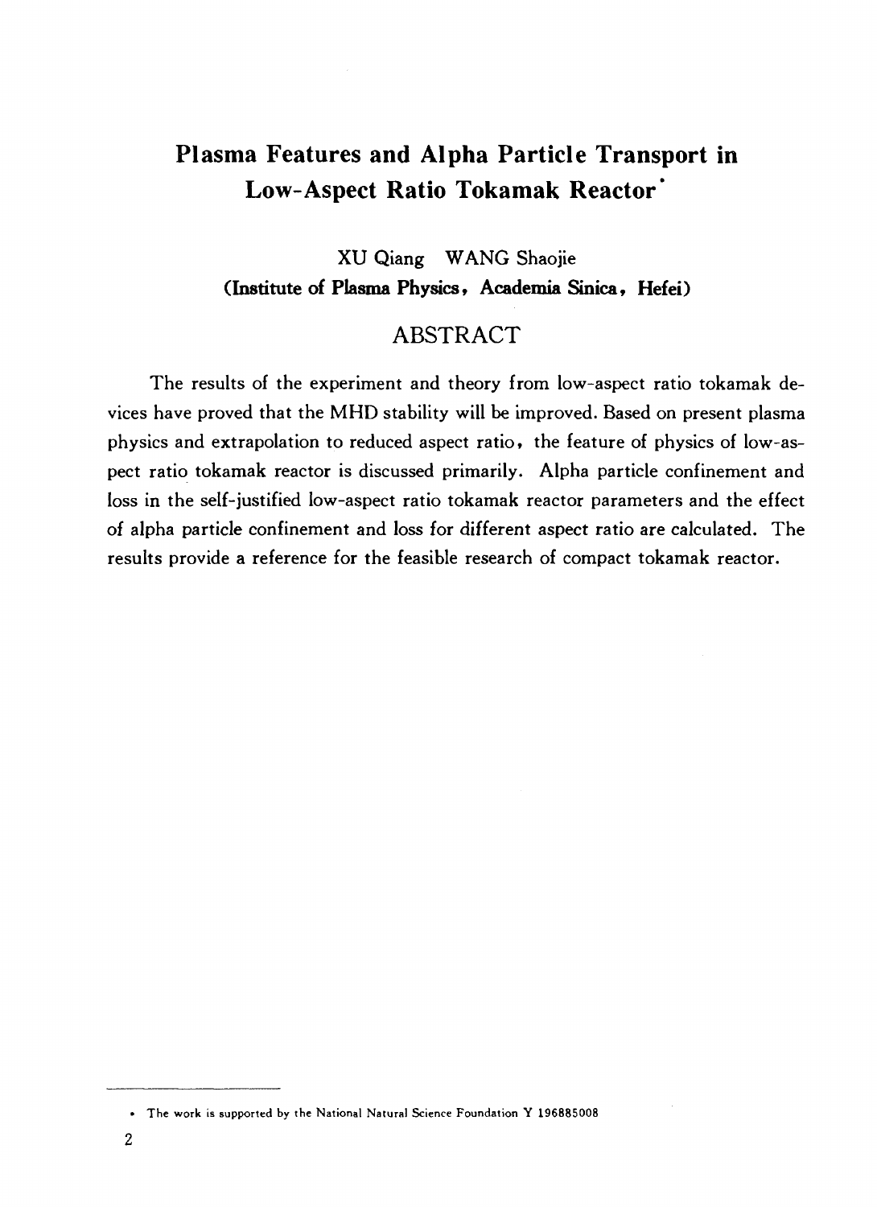# Plasma Features and Alpha Particle Transport in Low-Aspect Ratio Tokamak Reactor*

XU Qiang WANG Shaojie

**(Institute of Plasma Physics, Academia Sinica, Hefei)**

## ABSTRACT

The results of the experiment and theory from low-aspect ratio tokamak devices have proved that the MHD stability will be improved. Based on present plasma physics and extrapolation to reduced aspect ratio, the feature of physics of low-aspect ratio tokamak reactor is discussed primarily. Alpha particle confinement and loss in the self-justified low-aspect ratio tokamak reactor parameters and the effect of alpha particle confinement and loss for different aspect ratio are calculated. The results provide a reference for the feasible research of compact tokamak reactor.

* The work is supported by the National Natural Science Foundation Y 196885008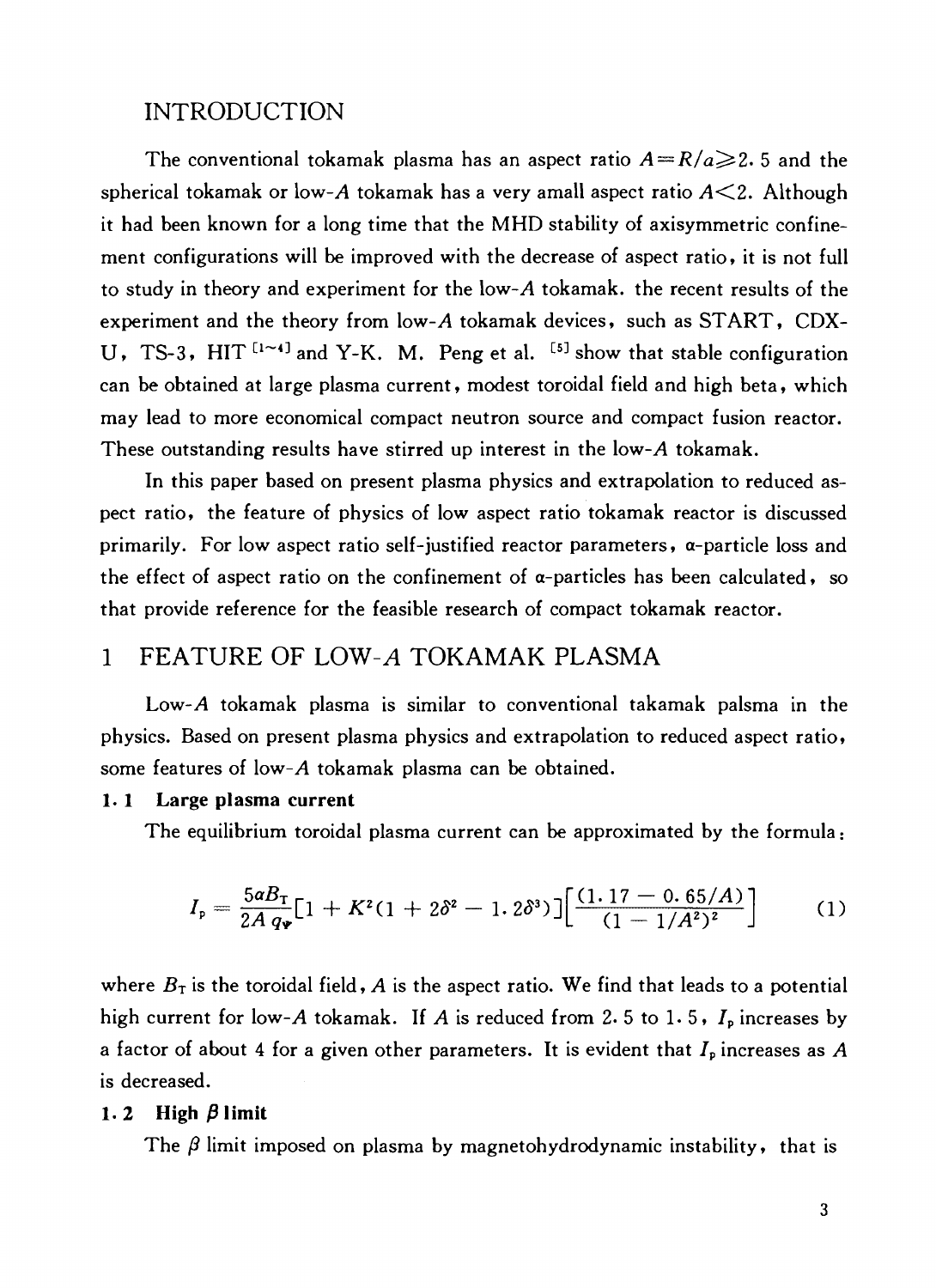## INTRODUCTION

The conventional tokamak plasma has an aspect ratio $A = R/a \geqslant 2.5$ and the spherical tokamak or low-$A$ tokamak has a very amall aspect ratio $A < 2$. Although it had been known for a long time that the MHD stability of axisymmetric confinement configurations will be improved with the decrease of aspect ratio, it is not full to study in theory and experiment for the low-$A$ tokamak. the recent results of the experiment and the theory from low-$A$ tokamak devices, such as START, CDX-U, TS-3, HIT [1~4] and Y-K. M. Peng et al. [5] show that stable configuration can be obtained at large plasma current, modest toroidal field and high beta, which may lead to more economical compact neutron source and compact fusion reactor. These outstanding results have stirred up interest in the low-$A$ tokamak.

In this paper based on present plasma physics and extrapolation to reduced aspect ratio, the feature of physics of low aspect ratio tokamak reactor is discussed primarily. For low aspect ratio self-justified reactor parameters, α-particle loss and the effect of aspect ratio on the confinement of α-particles has been calculated, so that provide reference for the feasible research of compact tokamak reactor.

## 1 FEATURE OF LOW-$A$ TOKAMAK PLASMA

Low-$A$ tokamak plasma is similar to conventional takamak palsma in the physics. Based on present plasma physics and extrapolation to reduced aspect ratio, some features of low-$A$ tokamak plasma can be obtained.

### 1.1 Large plasma current

The equilibrium toroidal plasma current can be approximated by the formula:

$$I_p = \frac{5aB_T}{2A\,q_\psi}[1 + K^2(1 + 2\delta^2 - 1.2\delta^3)]\left[\frac{(1.17 - 0.65/A)}{(1 - 1/A^2)^2}\right] \tag{1}$$

where $B_T$ is the toroidal field, $A$ is the aspect ratio. We find that leads to a potential high current for low-$A$ tokamak. If $A$ is reduced from 2.5 to 1.5, $I_p$ increases by a factor of about 4 for a given other parameters. It is evident that $I_p$ increases as $A$ is decreased.

### 1.2 High $\beta$ limit

The $\beta$ limit imposed on plasma by magnetohydrodynamic instability, that is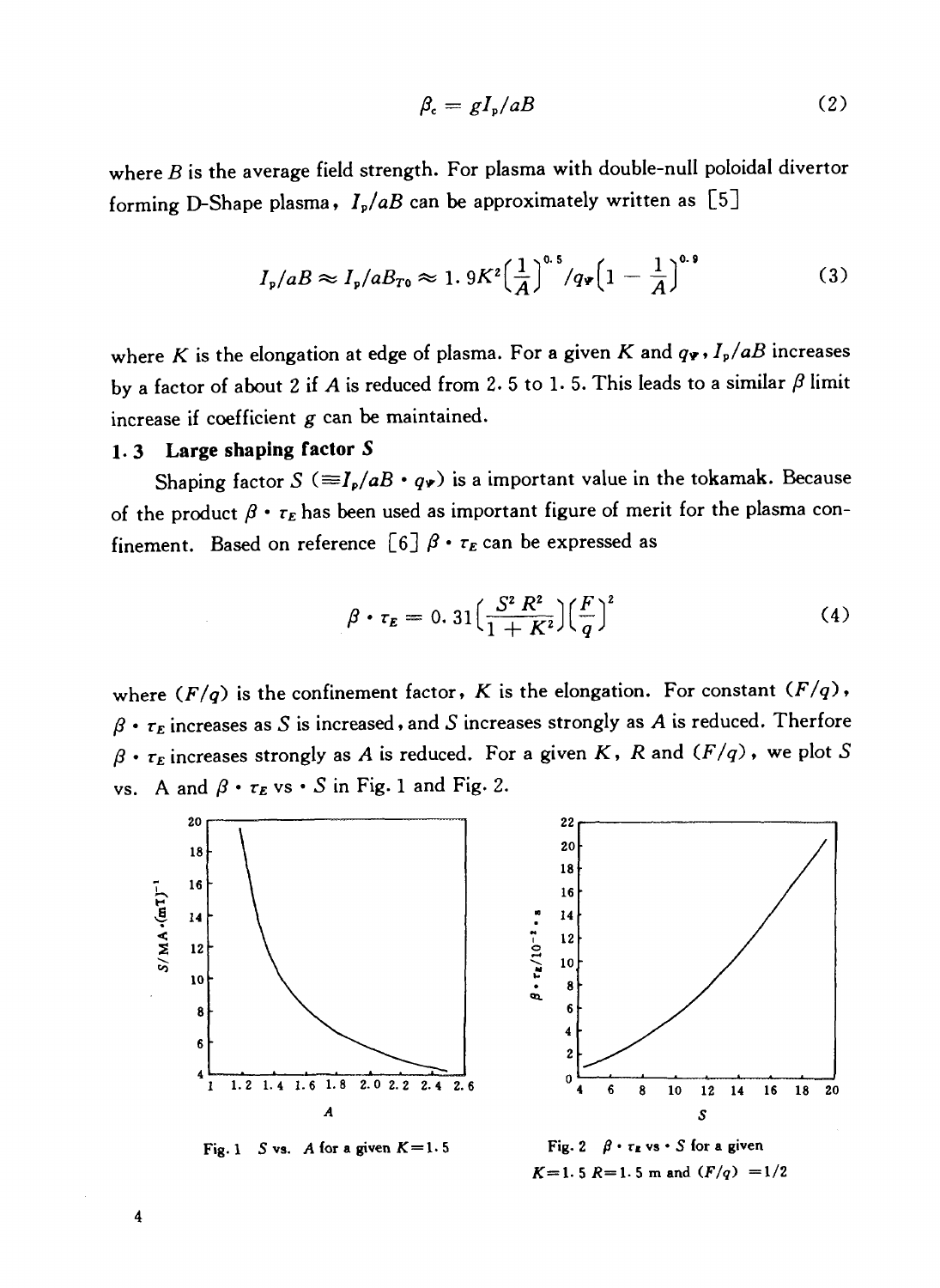$$\beta_c = gI_p/aB \tag{2}$$

where $B$ is the average field strength. For plasma with double-null poloidal divertor forming D-Shape plasma, $I_p/aB$ can be approximately written as [5]

$$I_p/aB \approx I_p/aB_{T0} \approx 1.9K^2\left(\frac{1}{A}\right)^{0.5}/q_\psi\left(1-\frac{1}{A}\right)^{0.9} \tag{3}$$

where $K$ is the elongation at edge of plasma. For a given $K$ and $q_\psi$, $I_p/aB$ increases by a factor of about 2 if $A$ is reduced from 2.5 to 1.5. This leads to a similar $\beta$ limit increase if coefficient $g$ can be maintained.

### 1.3 Large shaping factor S

Shaping factor $S$ ($\equiv I_p/aB \cdot q_\psi$) is a important value in the tokamak. Because of the product $\beta \cdot \tau_E$ has been used as important figure of merit for the plasma confinement. Based on reference [6] $\beta \cdot \tau_E$ can be expressed as

$$\beta \cdot \tau_E = 0.31\left(\frac{S^2 R^2}{1+K^2}\right)\left(\frac{F}{q}\right)^2 \tag{4}$$

where $(F/q)$ is the confinement factor, $K$ is the elongation. For constant $(F/q)$, $\beta \cdot \tau_E$ increases as $S$ is increased, and $S$ increases strongly as $A$ is reduced. Therfore $\beta \cdot \tau_E$ increases strongly as $A$ is reduced. For a given $K$, $R$ and $(F/q)$, we plot $S$ vs. A and $\beta \cdot \tau_E$ vs $\cdot$ $S$ in Fig. 1 and Fig. 2.

S/MA·(mT)$^{-1}$
20 18 16 14 12 10 8 6 4
1 1.2 1.4 1.6 1.8 2.0 2.2 2.4 2.6
A

Fig. 1 $S$ vs. $A$ for a given $K$=1.5

$\beta \cdot \tau_E$/10$^{-2}$·s
22 20 18 16 14 12 10 8 6 4 2 0
4 6 8 10 12 14 16 18 20
S

Fig. 2 $\beta \cdot \tau_E$ vs $\cdot$ $S$ for a given $K$=1.5 $R$=1.5 m and $(F/q)$ =1/2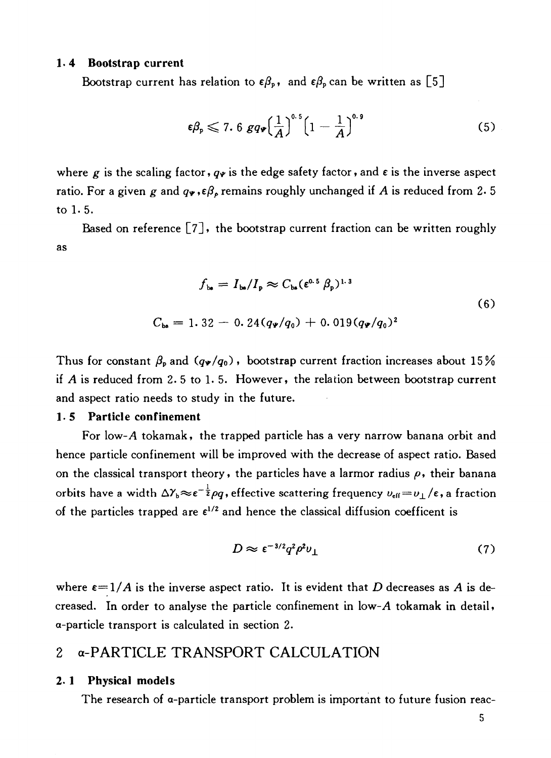### 1.4 Bootstrap current

Bootstrap current has relation to $\epsilon\beta_p$, and $\epsilon\beta_p$ can be written as [5]

$$\epsilon\beta_p \leqslant 7.6\, g q_\Psi \left(\frac{1}{A}\right)^{0.5}\left(1-\frac{1}{A}\right)^{0.9} \tag{5}$$

where $g$ is the scaling factor, $q_\Psi$ is the edge safety factor, and $\epsilon$ is the inverse aspect ratio. For a given $g$ and $q_\Psi$, $\epsilon\beta_p$ remains roughly unchanged if $A$ is reduced from 2.5 to 1.5.

Based on reference [7], the bootstrap current fraction can be written roughly as

$$f_{bs} = I_{bs}/I_p \approx C_{bs}(\epsilon^{0.5}\beta_p)^{1.3}$$

$$C_{bs} = 1.32 - 0.24(q_\Psi/q_0) + 0.019(q_\Psi/q_0)^2 \tag{6}$$

Thus for constant $\beta_p$ and $(q_\Psi/q_0)$, bootstrap current fraction increases about 15% if $A$ is reduced from 2.5 to 1.5. However, the relation between bootstrap current and aspect ratio needs to study in the future.

### 1.5 Particle confinement

For low-$A$ tokamak, the trapped particle has a very narrow banana orbit and hence particle confinement will be improved with the decrease of aspect ratio. Based on the classical transport theory, the particles have a larmor radius $\rho$, their banana orbits have a width $\Delta\gamma_b \approx \epsilon^{-\frac{1}{2}}\rho q$, effective scattering frequency $\upsilon_{eff} = \upsilon_\perp/\epsilon$, a fraction of the particles trapped are $\epsilon^{1/2}$ and hence the classical diffusion coefficent is

$$D \approx \epsilon^{-3/2} q^2 \rho^2 \upsilon_\perp \tag{7}$$

where $\epsilon = 1/A$ is the inverse aspect ratio. It is evident that $D$ decreases as $A$ is decreased. In order to analyse the particle confinement in low-$A$ tokamak in detail, α-particle transport is calculated in section 2.

## 2 α-PARTICLE TRANSPORT CALCULATION

### 2.1 Physical models

The research of α-particle transport problem is important to future fusion reac-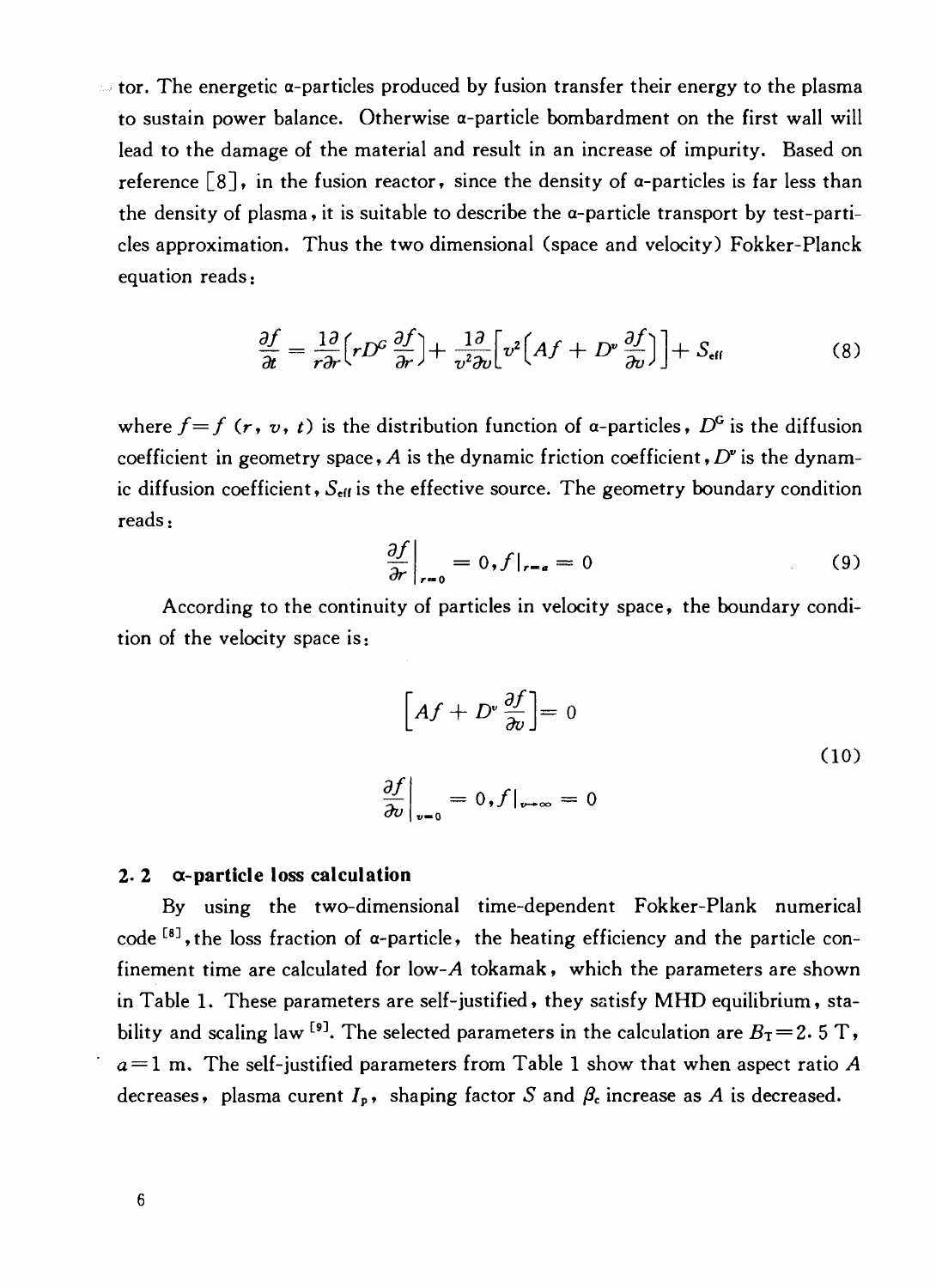tor. The energetic α-particles produced by fusion transfer their energy to the plasma to sustain power balance. Otherwise α-particle bombardment on the first wall will lead to the damage of the material and result in an increase of impurity. Based on reference [8], in the fusion reactor, since the density of α-particles is far less than the density of plasma, it is suitable to describe the α-particle transport by test-particles approximation. Thus the two dimensional (space and velocity) Fokker-Planck equation reads:

$$\frac{\partial f}{\partial t} = \frac{1}{r}\frac{\partial}{\partial r}\left(rD^G \frac{\partial f}{\partial r}\right) + \frac{1}{v^2}\frac{\partial}{\partial v}\left[v^2\left(Af + D^v \frac{\partial f}{\partial v}\right)\right] + S_{eff} \tag{8}$$

where $f = f(r, v, t)$ is the distribution function of α-particles, $D^G$ is the diffusion coefficient in geometry space, $A$ is the dynamic friction coefficient, $D^v$ is the dynamic diffusion coefficient, $S_{eff}$ is the effective source. The geometry boundary condition reads:

$$\left.\frac{\partial f}{\partial r}\right|_{r=0} = 0, f|_{r=a} = 0 \tag{9}$$

According to the continuity of particles in velocity space, the boundary condition of the velocity space is:

$$\left[Af + D^v \frac{\partial f}{\partial v}\right] = 0$$

$$\left.\frac{\partial f}{\partial v}\right|_{v=0} = 0, f|_{v\to\infty} = 0 \tag{10}$$

## 2.2 α-particle loss calculation

By using the two-dimensional time-dependent Fokker-Plank numerical code [8], the loss fraction of α-particle, the heating efficiency and the particle confinement time are calculated for low-$A$ tokamak, which the parameters are shown in Table 1. These parameters are self-justified, they satisfy MHD equilibrium, stability and scaling law [9]. The selected parameters in the calculation are $B_T = 2.5$ T, $a = 1$ m. The self-justified parameters from Table 1 show that when aspect ratio $A$ decreases, plasma curent $I_p$, shaping factor $S$ and $\beta_c$ increase as $A$ is decreased.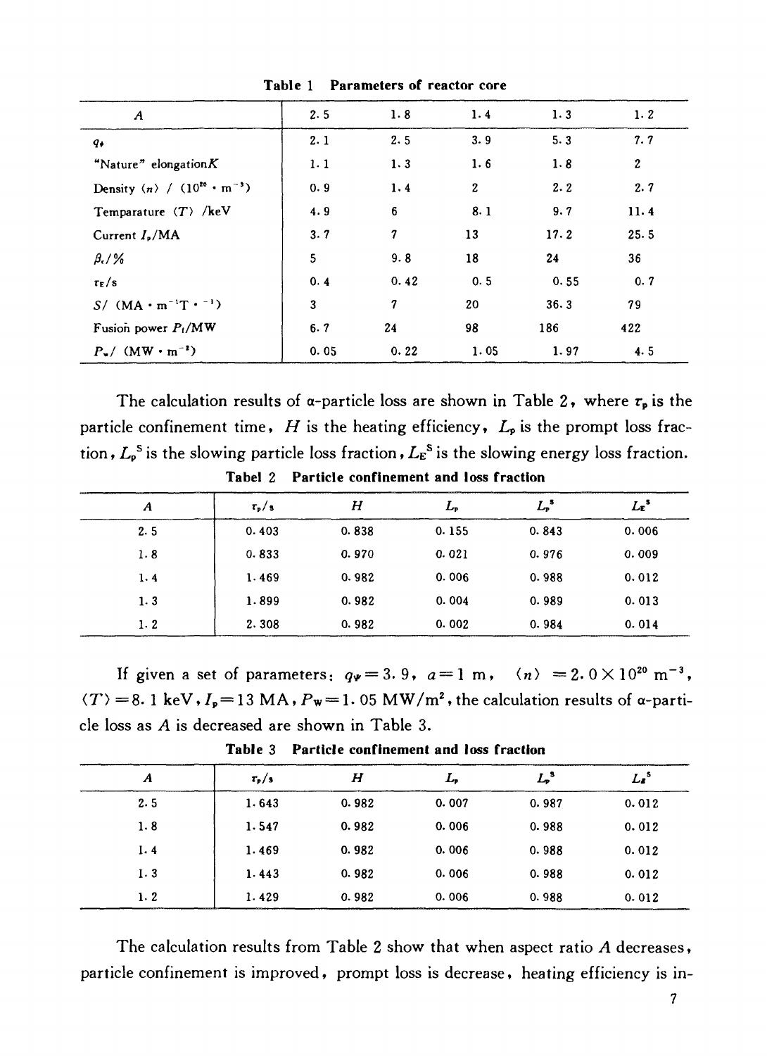**Table 1 Parameters of reactor core**

| $A$ | 2.5 | 1.8 | 1.4 | 1.3 | 1.2 |
|---|---|---|---|---|---|
| $q_\psi$ | 2.1 | 2.5 | 3.9 | 5.3 | 7.7 |
| "Nature" elongation $K$ | 1.1 | 1.3 | 1.6 | 1.8 | 2 |
| Density $\langle n \rangle$ / ($10^{20} \cdot m^{-3}$) | 0.9 | 1.4 | 2 | 2.2 | 2.7 |
| Temparature $\langle T \rangle$ /keV | 4.9 | 6 | 8.1 | 9.7 | 11.4 |
| Current $I_p$/MA | 3.7 | 7 | 13 | 17.2 | 25.5 |
| $\beta_t$/% | 5 | 9.8 | 18 | 24 | 36 |
| $\tau_E$/s | 0.4 | 0.42 | 0.5 | 0.55 | 0.7 |
| $S$/ ($MA \cdot m^{-1}T^{-1}$) | 3 | 7 | 20 | 36.3 | 79 |
| Fusion power $P_f$/MW | 6.7 | 24 | 98 | 186 | 422 |
| $P_w$/ ($MW \cdot m^{-2}$) | 0.05 | 0.22 | 1.05 | 1.97 | 4.5 |

The calculation results of α-particle loss are shown in Table 2, where $\tau_p$ is the particle confinement time, $H$ is the heating efficiency, $L_p$ is the prompt loss fraction, $L_p^S$ is the slowing particle loss fraction, $L_E^S$ is the slowing energy loss fraction.

**Tabel 2 Particle confinement and loss fraction**

| $A$ | $\tau_p$/s | $H$ | $L_p$ | $L_p^S$ | $L_E^S$ |
|---|---|---|---|---|---|
| 2.5 | 0.403 | 0.838 | 0.155 | 0.843 | 0.006 |
| 1.8 | 0.833 | 0.970 | 0.021 | 0.976 | 0.009 |
| 1.4 | 1.469 | 0.982 | 0.006 | 0.988 | 0.012 |
| 1.3 | 1.899 | 0.982 | 0.004 | 0.989 | 0.013 |
| 1.2 | 2.308 | 0.982 | 0.002 | 0.984 | 0.014 |

If given a set of parameters: $q_\psi = 3.9$, $a = 1$ m, $\langle n \rangle = 2.0 \times 10^{20}$ m$^{-3}$, $\langle T \rangle = 8.1$ keV, $I_p = 13$ MA, $P_W = 1.05$ MW/m$^2$, the calculation results of α-particle loss as $A$ is decreased are shown in Table 3.

**Table 3 Particle confinement and loss fraction**

| $A$ | $\tau_p$/s | $H$ | $L_p$ | $L_p^S$ | $L_E^S$ |
|---|---|---|---|---|---|
| 2.5 | 1.643 | 0.982 | 0.007 | 0.987 | 0.012 |
| 1.8 | 1.547 | 0.982 | 0.006 | 0.988 | 0.012 |
| 1.4 | 1.469 | 0.982 | 0.006 | 0.988 | 0.012 |
| 1.3 | 1.443 | 0.982 | 0.006 | 0.988 | 0.012 |
| 1.2 | 1.429 | 0.982 | 0.006 | 0.988 | 0.012 |

The calculation results from Table 2 show that when aspect ratio $A$ decreases, particle confinement is improved, prompt loss is decrease, heating efficiency is in-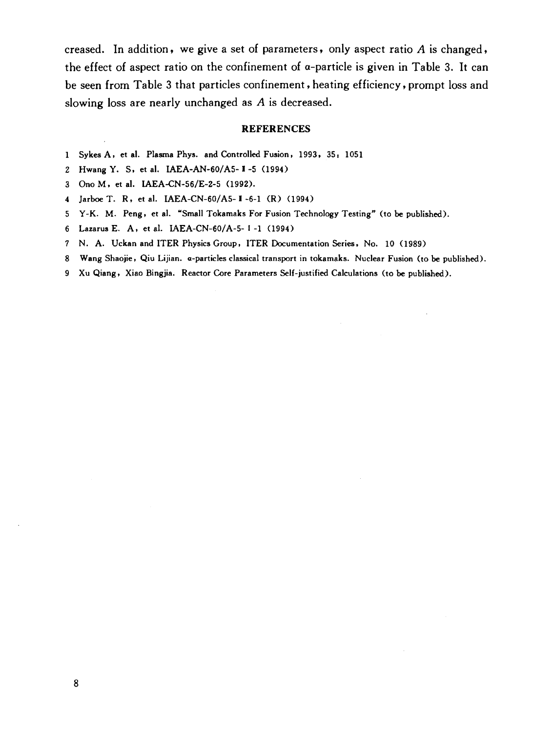creased. In addition, we give a set of parameters, only aspect ratio $A$ is changed, the effect of aspect ratio on the confinement of $\alpha$-particle is given in Table 3. It can be seen from Table 3 that particles confinement, heating efficiency, prompt loss and slowing loss are nearly unchanged as $A$ is decreased.

## REFERENCES

1 Sykes A, et al. Plasma Phys. and Controlled Fusion, 1993, 35: 1051
2 Hwang Y. S, et al. IAEA-AN-60/A5-Ⅱ-5 (1994)
3 Ono M, et al. IAEA-CN-56/E-2-5 (1992).
4 Jarboe T. R, et al. IAEA-CN-60/A5-Ⅱ-6-1 (R) (1994)
5 Y-K. M. Peng, et al. "Small Tokamaks For Fusion Technology Testing" (to be published).
6 Lazarus E. A, et al. IAEA-CN-60/A-5-Ⅰ-1 (1994)
7 N. A. Uckan and ITER Physics Group, ITER Documentation Series, No. 10 (1989)
8 Wang Shaojie, Qiu Lijian. $\alpha$-particles classical transport in tokamaks. Nuclear Fusion (to be published).
9 Xu Qiang, Xiao Bingjia. Reactor Core Parameters Self-justified Calculations (to be published).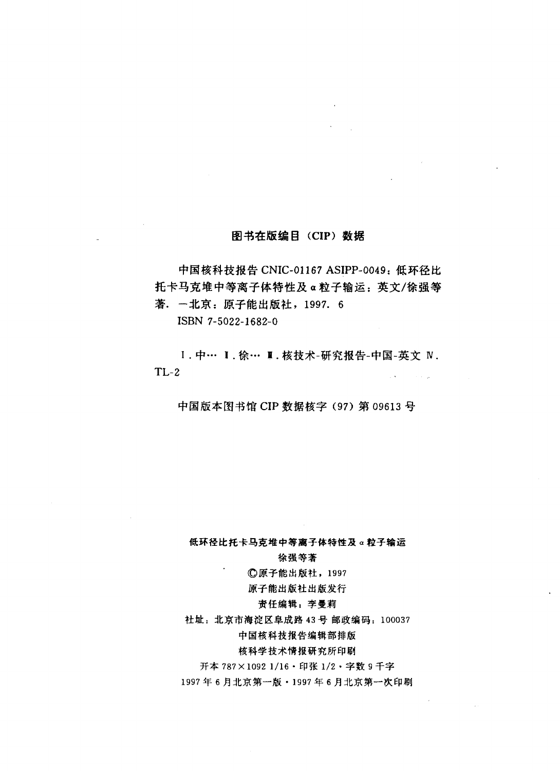## 图书在版编目（CIP）数据

中国核科技报告 CNIC-01167 ASIPP-0049：低环径比托卡马克堆中等离子体特性及 $\alpha$ 粒子输运：英文/徐强等著. 一北京：原子能出版社，1997. 6

ISBN 7-5022-1682-0

Ⅰ. 中… Ⅱ. 徐… Ⅲ. 核技术-研究报告-中国-英文 Ⅳ. TL-2

中国版本图书馆 CIP 数据核字（97）第 09613 号

**低环径比托卡马克堆中等离子体特性及 $\alpha$ 粒子输运**

徐强等著

©原子能出版社，1997

原子能出版社出版发行

责任编辑：李曼莉

社址：北京市海淀区阜成路 43 号 邮政编码：100037

中国核科技报告编辑部排版

核科学技术情报研究所印刷

开本 787×1092 1/16・印张 1/2・字数 9 千字

1997 年 6 月北京第一版・1997 年 6 月北京第一次印刷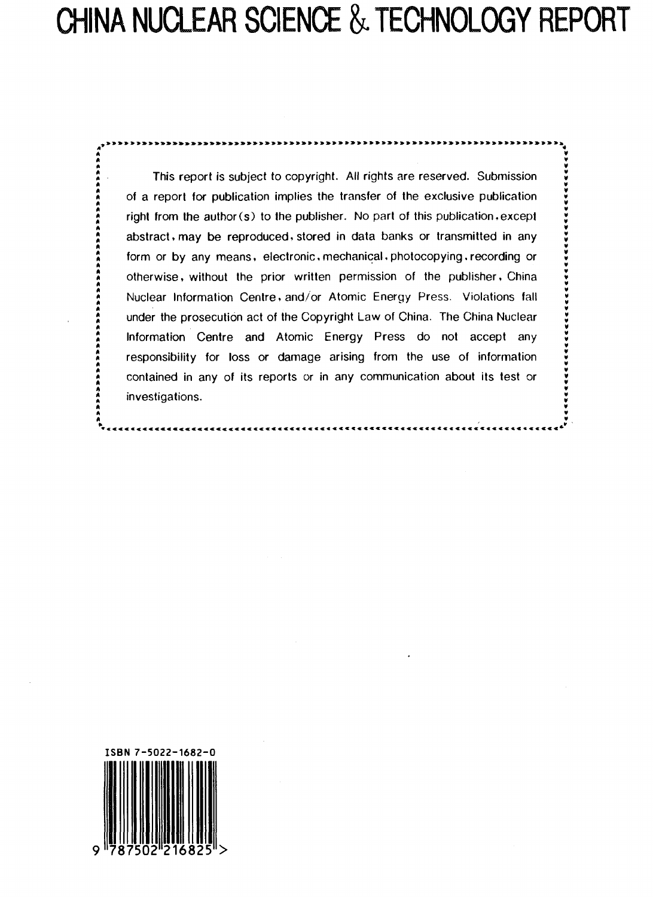# CHINA NUCLEAR SCIENCE & TECHNOLOGY REPORT

This report is subject to copyright. All rights are reserved. Submission of a report for publication implies the transfer of the exclusive publication right from the author(s) to the publisher. No part of this publication, except abstract, may be reproduced, stored in data banks or transmitted in any form or by any means, electronic, mechanical, photocopying, recording or otherwise, without the prior written permission of the publisher, China Nuclear Information Centre, and/or Atomic Energy Press. Violations fall under the prosecution act of the Copyright Law of China. The China Nuclear Information Centre and Atomic Energy Press do not accept any responsibility for loss or damage arising from the use of information contained in any of its reports or in any communication about its test or investigations.

ISBN 7-5022-1682-0

9 787502 216825 >